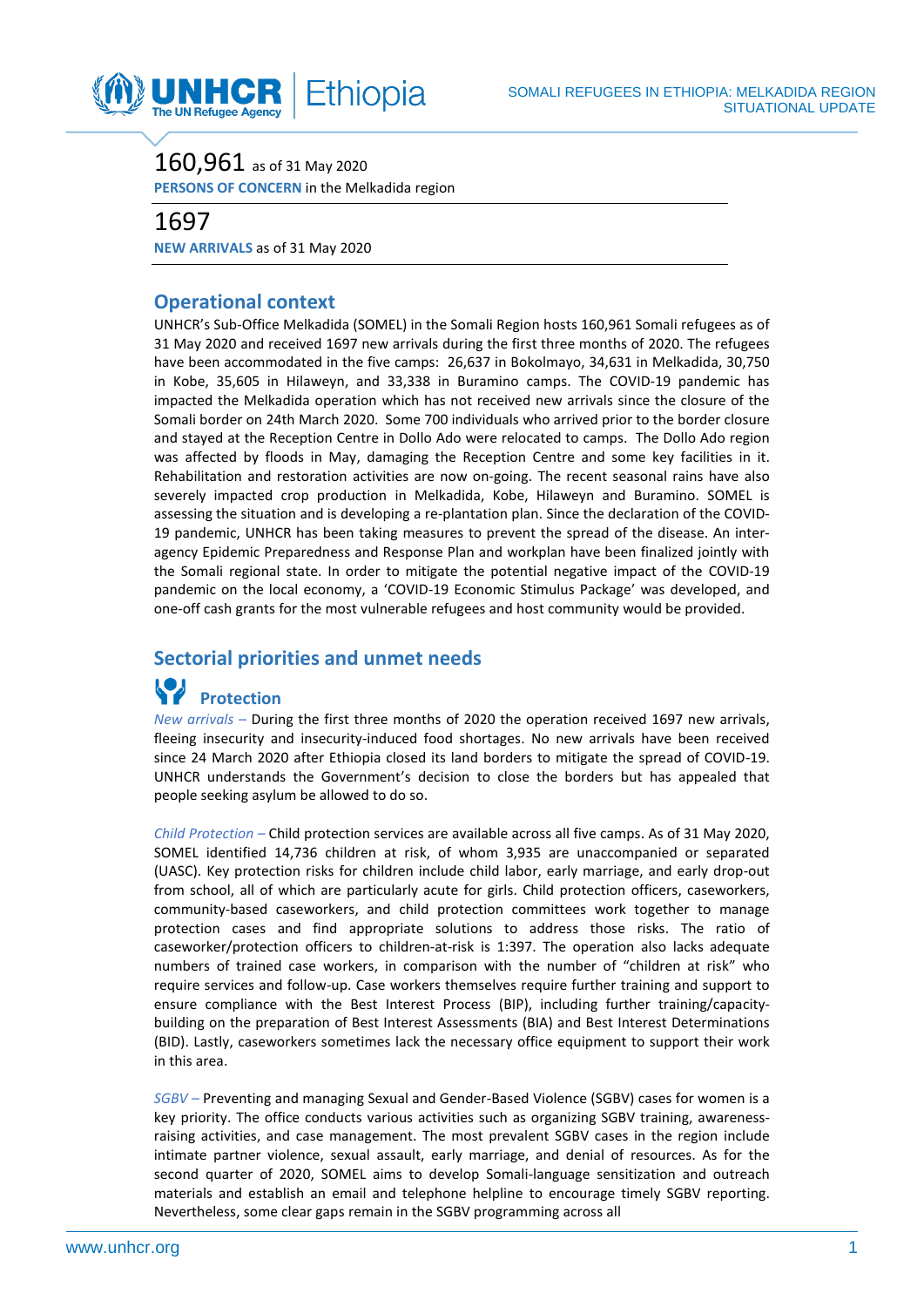SOMALI REFUGEES IN ETHIOPIA: MELKADIDA REGION
SITUATIONAL UPDATE

160,961 as of 31 May 2020

**PERSONS OF CONCERN** in the Melkadida region

1697

**NEW ARRIVALS** as of 31 May 2020

## Operational context

UNHCR's Sub-Office Melkadida (SOMEL) in the Somali Region hosts 160,961 Somali refugees as of 31 May 2020 and received 1697 new arrivals during the first three months of 2020. The refugees have been accommodated in the five camps: 26,637 in Bokolmayo, 34,631 in Melkadida, 30,750 in Kobe, 35,605 in Hilaweyn, and 33,338 in Buramino camps. The COVID-19 pandemic has impacted the Melkadida operation which has not received new arrivals since the closure of the Somali border on 24th March 2020. Some 700 individuals who arrived prior to the border closure and stayed at the Reception Centre in Dollo Ado were relocated to camps. The Dollo Ado region was affected by floods in May, damaging the Reception Centre and some key facilities in it. Rehabilitation and restoration activities are now on-going. The recent seasonal rains have also severely impacted crop production in Melkadida, Kobe, Hilaweyn and Buramino. SOMEL is assessing the situation and is developing a re-plantation plan. Since the declaration of the COVID-19 pandemic, UNHCR has been taking measures to prevent the spread of the disease. An inter-agency Epidemic Preparedness and Response Plan and workplan have been finalized jointly with the Somali regional state. In order to mitigate the potential negative impact of the COVID-19 pandemic on the local economy, a 'COVID-19 Economic Stimulus Package' was developed, and one-off cash grants for the most vulnerable refugees and host community would be provided.

## Sectorial priorities and unmet needs

### Protection

*New arrivals –* During the first three months of 2020 the operation received 1697 new arrivals, fleeing insecurity and insecurity-induced food shortages. No new arrivals have been received since 24 March 2020 after Ethiopia closed its land borders to mitigate the spread of COVID-19. UNHCR understands the Government's decision to close the borders but has appealed that people seeking asylum be allowed to do so.

*Child Protection –* Child protection services are available across all five camps. As of 31 May 2020, SOMEL identified 14,736 children at risk, of whom 3,935 are unaccompanied or separated (UASC). Key protection risks for children include child labor, early marriage, and early drop-out from school, all of which are particularly acute for girls. Child protection officers, caseworkers, community-based caseworkers, and child protection committees work together to manage protection cases and find appropriate solutions to address those risks. The ratio of caseworker/protection officers to children-at-risk is 1:397. The operation also lacks adequate numbers of trained case workers, in comparison with the number of "children at risk" who require services and follow-up. Case workers themselves require further training and support to ensure compliance with the Best Interest Process (BIP), including further training/capacity-building on the preparation of Best Interest Assessments (BIA) and Best Interest Determinations (BID). Lastly, caseworkers sometimes lack the necessary office equipment to support their work in this area.

*SGBV –* Preventing and managing Sexual and Gender-Based Violence (SGBV) cases for women is a key priority. The office conducts various activities such as organizing SGBV training, awareness-raising activities, and case management. The most prevalent SGBV cases in the region include intimate partner violence, sexual assault, early marriage, and denial of resources. As for the second quarter of 2020, SOMEL aims to develop Somali-language sensitization and outreach materials and establish an email and telephone helpline to encourage timely SGBV reporting. Nevertheless, some clear gaps remain in the SGBV programming across all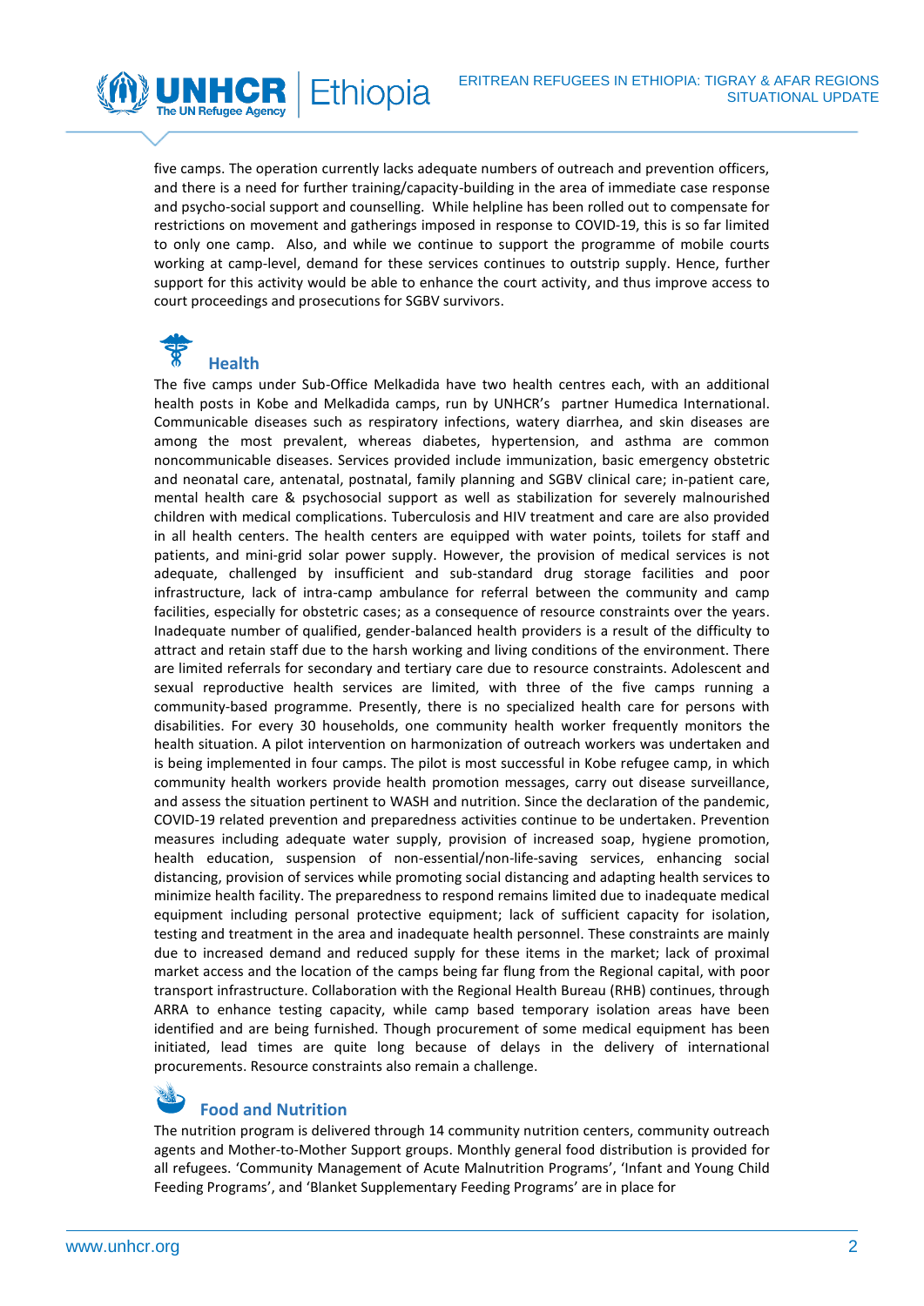five camps. The operation currently lacks adequate numbers of outreach and prevention officers, and there is a need for further training/capacity-building in the area of immediate case response and psycho-social support and counselling. While helpline has been rolled out to compensate for restrictions on movement and gatherings imposed in response to COVID-19, this is so far limited to only one camp. Also, and while we continue to support the programme of mobile courts working at camp-level, demand for these services continues to outstrip supply. Hence, further support for this activity would be able to enhance the court activity, and thus improve access to court proceedings and prosecutions for SGBV survivors.

## Health

The five camps under Sub-Office Melkadida have two health centres each, with an additional health posts in Kobe and Melkadida camps, run by UNHCR's partner Humedica International. Communicable diseases such as respiratory infections, watery diarrhea, and skin diseases are among the most prevalent, whereas diabetes, hypertension, and asthma are common noncommunicable diseases. Services provided include immunization, basic emergency obstetric and neonatal care, antenatal, postnatal, family planning and SGBV clinical care; in-patient care, mental health care & psychosocial support as well as stabilization for severely malnourished children with medical complications. Tuberculosis and HIV treatment and care are also provided in all health centers. The health centers are equipped with water points, toilets for staff and patients, and mini-grid solar power supply. However, the provision of medical services is not adequate, challenged by insufficient and sub-standard drug storage facilities and poor infrastructure, lack of intra-camp ambulance for referral between the community and camp facilities, especially for obstetric cases; as a consequence of resource constraints over the years. Inadequate number of qualified, gender-balanced health providers is a result of the difficulty to attract and retain staff due to the harsh working and living conditions of the environment. There are limited referrals for secondary and tertiary care due to resource constraints. Adolescent and sexual reproductive health services are limited, with three of the five camps running a community-based programme. Presently, there is no specialized health care for persons with disabilities. For every 30 households, one community health worker frequently monitors the health situation. A pilot intervention on harmonization of outreach workers was undertaken and is being implemented in four camps. The pilot is most successful in Kobe refugee camp, in which community health workers provide health promotion messages, carry out disease surveillance, and assess the situation pertinent to WASH and nutrition. Since the declaration of the pandemic, COVID-19 related prevention and preparedness activities continue to be undertaken. Prevention measures including adequate water supply, provision of increased soap, hygiene promotion, health education, suspension of non-essential/non-life-saving services, enhancing social distancing, provision of services while promoting social distancing and adapting health services to minimize health facility. The preparedness to respond remains limited due to inadequate medical equipment including personal protective equipment; lack of sufficient capacity for isolation, testing and treatment in the area and inadequate health personnel. These constraints are mainly due to increased demand and reduced supply for these items in the market; lack of proximal market access and the location of the camps being far flung from the Regional capital, with poor transport infrastructure. Collaboration with the Regional Health Bureau (RHB) continues, through ARRA to enhance testing capacity, while camp based temporary isolation areas have been identified and are being furnished. Though procurement of some medical equipment has been initiated, lead times are quite long because of delays in the delivery of international procurements. Resource constraints also remain a challenge.

## Food and Nutrition

The nutrition program is delivered through 14 community nutrition centers, community outreach agents and Mother-to-Mother Support groups. Monthly general food distribution is provided for all refugees. 'Community Management of Acute Malnutrition Programs', 'Infant and Young Child Feeding Programs', and 'Blanket Supplementary Feeding Programs' are in place for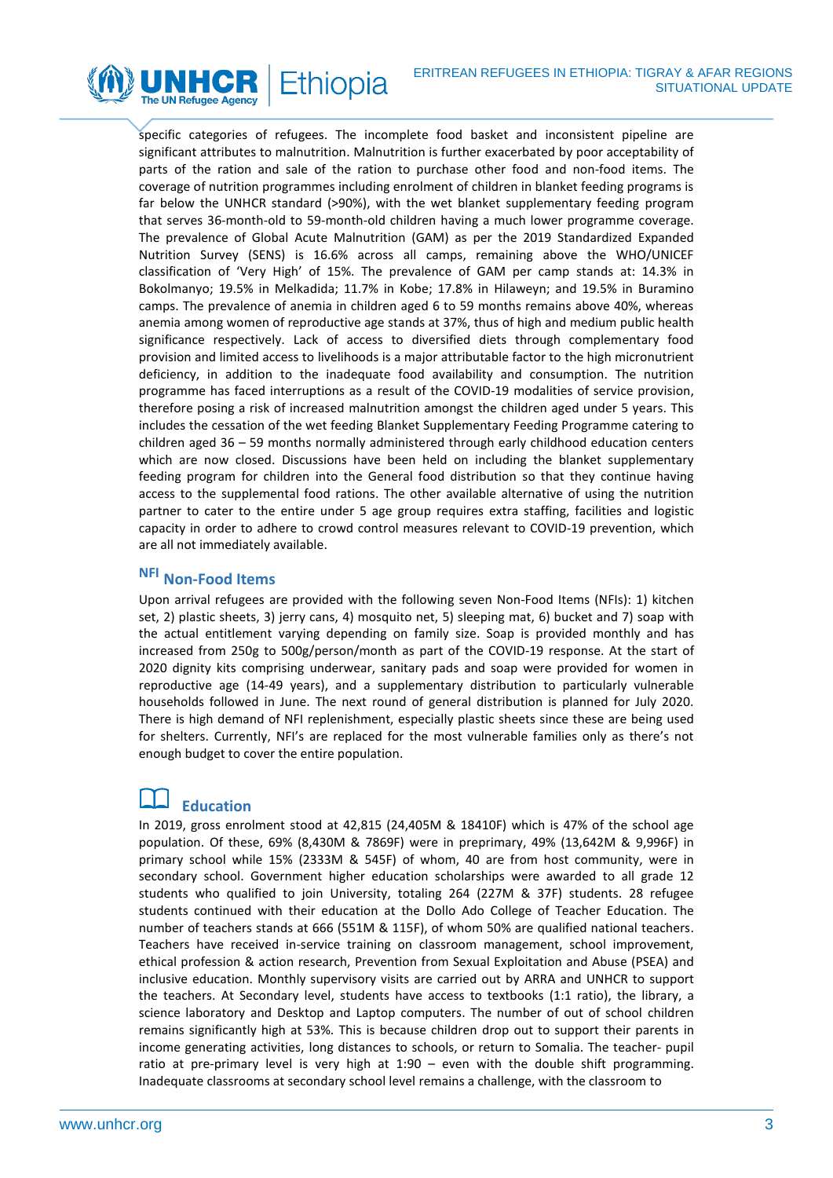specific categories of refugees. The incomplete food basket and inconsistent pipeline are significant attributes to malnutrition. Malnutrition is further exacerbated by poor acceptability of parts of the ration and sale of the ration to purchase other food and non-food items. The coverage of nutrition programmes including enrolment of children in blanket feeding programs is far below the UNHCR standard (>90%), with the wet blanket supplementary feeding program that serves 36-month-old to 59-month-old children having a much lower programme coverage. The prevalence of Global Acute Malnutrition (GAM) as per the 2019 Standardized Expanded Nutrition Survey (SENS) is 16.6% across all camps, remaining above the WHO/UNICEF classification of 'Very High' of 15%. The prevalence of GAM per camp stands at: 14.3% in Bokolmanyo; 19.5% in Melkadida; 11.7% in Kobe; 17.8% in Hilaweyn; and 19.5% in Buramino camps. The prevalence of anemia in children aged 6 to 59 months remains above 40%, whereas anemia among women of reproductive age stands at 37%, thus of high and medium public health significance respectively. Lack of access to diversified diets through complementary food provision and limited access to livelihoods is a major attributable factor to the high micronutrient deficiency, in addition to the inadequate food availability and consumption. The nutrition programme has faced interruptions as a result of the COVID-19 modalities of service provision, therefore posing a risk of increased malnutrition amongst the children aged under 5 years. This includes the cessation of the wet feeding Blanket Supplementary Feeding Programme catering to children aged 36 – 59 months normally administered through early childhood education centers which are now closed. Discussions have been held on including the blanket supplementary feeding program for children into the General food distribution so that they continue having access to the supplemental food rations. The other available alternative of using the nutrition partner to cater to the entire under 5 age group requires extra staffing, facilities and logistic capacity in order to adhere to crowd control measures relevant to COVID-19 prevention, which are all not immediately available.

## NFI Non-Food Items

Upon arrival refugees are provided with the following seven Non-Food Items (NFIs): 1) kitchen set, 2) plastic sheets, 3) jerry cans, 4) mosquito net, 5) sleeping mat, 6) bucket and 7) soap with the actual entitlement varying depending on family size. Soap is provided monthly and has increased from 250g to 500g/person/month as part of the COVID-19 response. At the start of 2020 dignity kits comprising underwear, sanitary pads and soap were provided for women in reproductive age (14-49 years), and a supplementary distribution to particularly vulnerable households followed in June. The next round of general distribution is planned for July 2020. There is high demand of NFI replenishment, especially plastic sheets since these are being used for shelters. Currently, NFI's are replaced for the most vulnerable families only as there's not enough budget to cover the entire population.

## Education

In 2019, gross enrolment stood at 42,815 (24,405M & 18410F) which is 47% of the school age population. Of these, 69% (8,430M & 7869F) were in preprimary, 49% (13,642M & 9,996F) in primary school while 15% (2333M & 545F) of whom, 40 are from host community, were in secondary school. Government higher education scholarships were awarded to all grade 12 students who qualified to join University, totaling 264 (227M & 37F) students. 28 refugee students continued with their education at the Dollo Ado College of Teacher Education. The number of teachers stands at 666 (551M & 115F), of whom 50% are qualified national teachers. Teachers have received in-service training on classroom management, school improvement, ethical profession & action research, Prevention from Sexual Exploitation and Abuse (PSEA) and inclusive education. Monthly supervisory visits are carried out by ARRA and UNHCR to support the teachers. At Secondary level, students have access to textbooks (1:1 ratio), the library, a science laboratory and Desktop and Laptop computers. The number of out of school children remains significantly high at 53%. This is because children drop out to support their parents in income generating activities, long distances to schools, or return to Somalia. The teacher- pupil ratio at pre-primary level is very high at 1:90 – even with the double shift programming. Inadequate classrooms at secondary school level remains a challenge, with the classroom to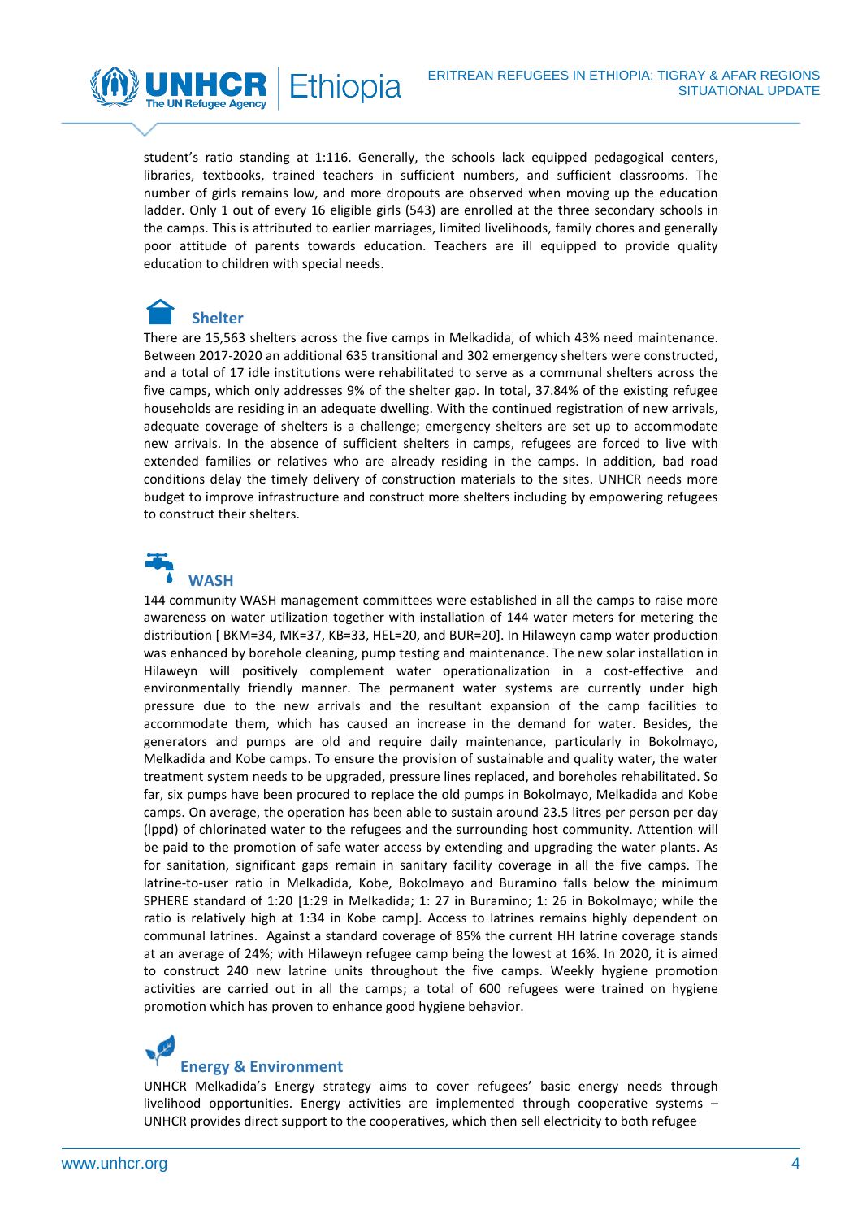student's ratio standing at 1:116. Generally, the schools lack equipped pedagogical centers, libraries, textbooks, trained teachers in sufficient numbers, and sufficient classrooms. The number of girls remains low, and more dropouts are observed when moving up the education ladder. Only 1 out of every 16 eligible girls (543) are enrolled at the three secondary schools in the camps. This is attributed to earlier marriages, limited livelihoods, family chores and generally poor attitude of parents towards education. Teachers are ill equipped to provide quality education to children with special needs.

## Shelter

There are 15,563 shelters across the five camps in Melkadida, of which 43% need maintenance. Between 2017-2020 an additional 635 transitional and 302 emergency shelters were constructed, and a total of 17 idle institutions were rehabilitated to serve as a communal shelters across the five camps, which only addresses 9% of the shelter gap. In total, 37.84% of the existing refugee households are residing in an adequate dwelling. With the continued registration of new arrivals, adequate coverage of shelters is a challenge; emergency shelters are set up to accommodate new arrivals. In the absence of sufficient shelters in camps, refugees are forced to live with extended families or relatives who are already residing in the camps. In addition, bad road conditions delay the timely delivery of construction materials to the sites. UNHCR needs more budget to improve infrastructure and construct more shelters including by empowering refugees to construct their shelters.

## WASH

144 community WASH management committees were established in all the camps to raise more awareness on water utilization together with installation of 144 water meters for metering the distribution [ BKM=34, MK=37, KB=33, HEL=20, and BUR=20]. In Hilaweyn camp water production was enhanced by borehole cleaning, pump testing and maintenance. The new solar installation in Hilaweyn will positively complement water operationalization in a cost-effective and environmentally friendly manner. The permanent water systems are currently under high pressure due to the new arrivals and the resultant expansion of the camp facilities to accommodate them, which has caused an increase in the demand for water. Besides, the generators and pumps are old and require daily maintenance, particularly in Bokolmayo, Melkadida and Kobe camps. To ensure the provision of sustainable and quality water, the water treatment system needs to be upgraded, pressure lines replaced, and boreholes rehabilitated. So far, six pumps have been procured to replace the old pumps in Bokolmayo, Melkadida and Kobe camps. On average, the operation has been able to sustain around 23.5 litres per person per day (lppd) of chlorinated water to the refugees and the surrounding host community. Attention will be paid to the promotion of safe water access by extending and upgrading the water plants. As for sanitation, significant gaps remain in sanitary facility coverage in all the five camps. The latrine-to-user ratio in Melkadida, Kobe, Bokolmayo and Buramino falls below the minimum SPHERE standard of 1:20 [1:29 in Melkadida; 1: 27 in Buramino; 1: 26 in Bokolmayo; while the ratio is relatively high at 1:34 in Kobe camp]. Access to latrines remains highly dependent on communal latrines. Against a standard coverage of 85% the current HH latrine coverage stands at an average of 24%; with Hilaweyn refugee camp being the lowest at 16%. In 2020, it is aimed to construct 240 new latrine units throughout the five camps. Weekly hygiene promotion activities are carried out in all the camps; a total of 600 refugees were trained on hygiene promotion which has proven to enhance good hygiene behavior.

## Energy & Environment

UNHCR Melkadida's Energy strategy aims to cover refugees' basic energy needs through livelihood opportunities. Energy activities are implemented through cooperative systems – UNHCR provides direct support to the cooperatives, which then sell electricity to both refugee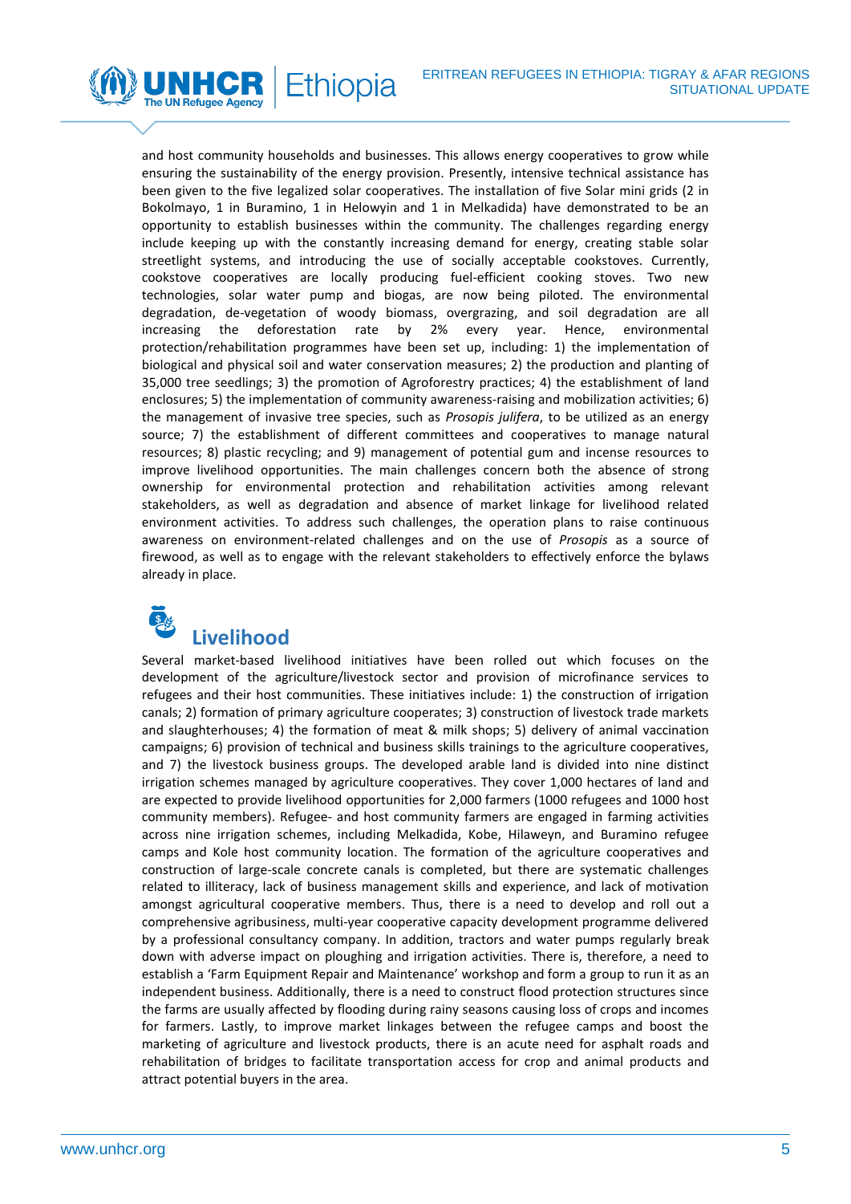and host community households and businesses. This allows energy cooperatives to grow while ensuring the sustainability of the energy provision. Presently, intensive technical assistance has been given to the five legalized solar cooperatives. The installation of five Solar mini grids (2 in Bokolmayo, 1 in Buramino, 1 in Helowyin and 1 in Melkadida) have demonstrated to be an opportunity to establish businesses within the community. The challenges regarding energy include keeping up with the constantly increasing demand for energy, creating stable solar streetlight systems, and introducing the use of socially acceptable cookstoves. Currently, cookstove cooperatives are locally producing fuel-efficient cooking stoves. Two new technologies, solar water pump and biogas, are now being piloted. The environmental degradation, de-vegetation of woody biomass, overgrazing, and soil degradation are all increasing the deforestation rate by 2% every year. Hence, environmental protection/rehabilitation programmes have been set up, including: 1) the implementation of biological and physical soil and water conservation measures; 2) the production and planting of 35,000 tree seedlings; 3) the promotion of Agroforestry practices; 4) the establishment of land enclosures; 5) the implementation of community awareness-raising and mobilization activities; 6) the management of invasive tree species, such as *Prosopis julifera*, to be utilized as an energy source; 7) the establishment of different committees and cooperatives to manage natural resources; 8) plastic recycling; and 9) management of potential gum and incense resources to improve livelihood opportunities. The main challenges concern both the absence of strong ownership for environmental protection and rehabilitation activities among relevant stakeholders, as well as degradation and absence of market linkage for livelihood related environment activities. To address such challenges, the operation plans to raise continuous awareness on environment-related challenges and on the use of *Prosopis* as a source of firewood, as well as to engage with the relevant stakeholders to effectively enforce the bylaws already in place.

## Livelihood

Several market-based livelihood initiatives have been rolled out which focuses on the development of the agriculture/livestock sector and provision of microfinance services to refugees and their host communities. These initiatives include: 1) the construction of irrigation canals; 2) formation of primary agriculture cooperates; 3) construction of livestock trade markets and slaughterhouses; 4) the formation of meat & milk shops; 5) delivery of animal vaccination campaigns; 6) provision of technical and business skills trainings to the agriculture cooperatives, and 7) the livestock business groups. The developed arable land is divided into nine distinct irrigation schemes managed by agriculture cooperatives. They cover 1,000 hectares of land and are expected to provide livelihood opportunities for 2,000 farmers (1000 refugees and 1000 host community members). Refugee- and host community farmers are engaged in farming activities across nine irrigation schemes, including Melkadida, Kobe, Hilaweyn, and Buramino refugee camps and Kole host community location. The formation of the agriculture cooperatives and construction of large-scale concrete canals is completed, but there are systematic challenges related to illiteracy, lack of business management skills and experience, and lack of motivation amongst agricultural cooperative members. Thus, there is a need to develop and roll out a comprehensive agribusiness, multi-year cooperative capacity development programme delivered by a professional consultancy company. In addition, tractors and water pumps regularly break down with adverse impact on ploughing and irrigation activities. There is, therefore, a need to establish a 'Farm Equipment Repair and Maintenance' workshop and form a group to run it as an independent business. Additionally, there is a need to construct flood protection structures since the farms are usually affected by flooding during rainy seasons causing loss of crops and incomes for farmers. Lastly, to improve market linkages between the refugee camps and boost the marketing of agriculture and livestock products, there is an acute need for asphalt roads and rehabilitation of bridges to facilitate transportation access for crop and animal products and attract potential buyers in the area.